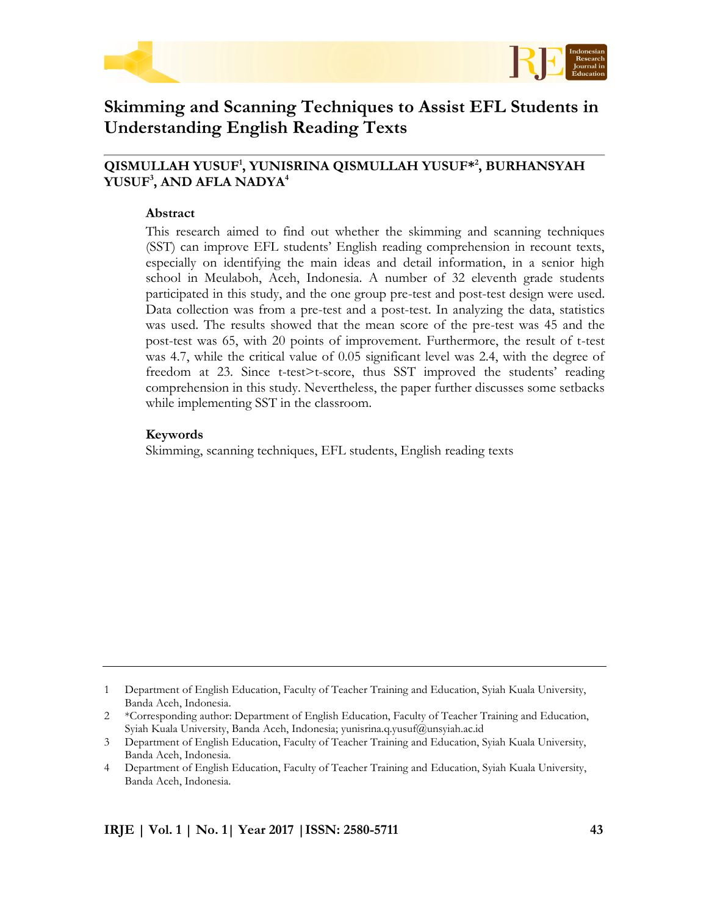# Skimming and Scanning Techniques to Assist EFL Students in Understanding English Reading Texts

**QISMULLAH YUSUF[1], YUNISRINA QISMULLAH YUSUF*[2], BURHANSYAH YUSUF[3], AND AFLA NADYA[4]**

## Abstract

This research aimed to find out whether the skimming and scanning techniques (SST) can improve EFL students' English reading comprehension in recount texts, especially on identifying the main ideas and detail information, in a senior high school in Meulaboh, Aceh, Indonesia. A number of 32 eleventh grade students participated in this study, and the one group pre-test and post-test design were used. Data collection was from a pre-test and a post-test. In analyzing the data, statistics was used. The results showed that the mean score of the pre-test was 45 and the post-test was 65, with 20 points of improvement. Furthermore, the result of t-test was 4.7, while the critical value of 0.05 significant level was 2.4, with the degree of freedom at 23. Since t-test>t-score, thus SST improved the students' reading comprehension in this study. Nevertheless, the paper further discusses some setbacks while implementing SST in the classroom.

## Keywords

Skimming, scanning techniques, EFL students, English reading texts

---

1 Department of English Education, Faculty of Teacher Training and Education, Syiah Kuala University, Banda Aceh, Indonesia.

2 *Corresponding author: Department of English Education, Faculty of Teacher Training and Education, Syiah Kuala University, Banda Aceh, Indonesia; yunisrina.q.yusuf@unsyiah.ac.id

3 Department of English Education, Faculty of Teacher Training and Education, Syiah Kuala University, Banda Aceh, Indonesia.

4 Department of English Education, Faculty of Teacher Training and Education, Syiah Kuala University, Banda Aceh, Indonesia.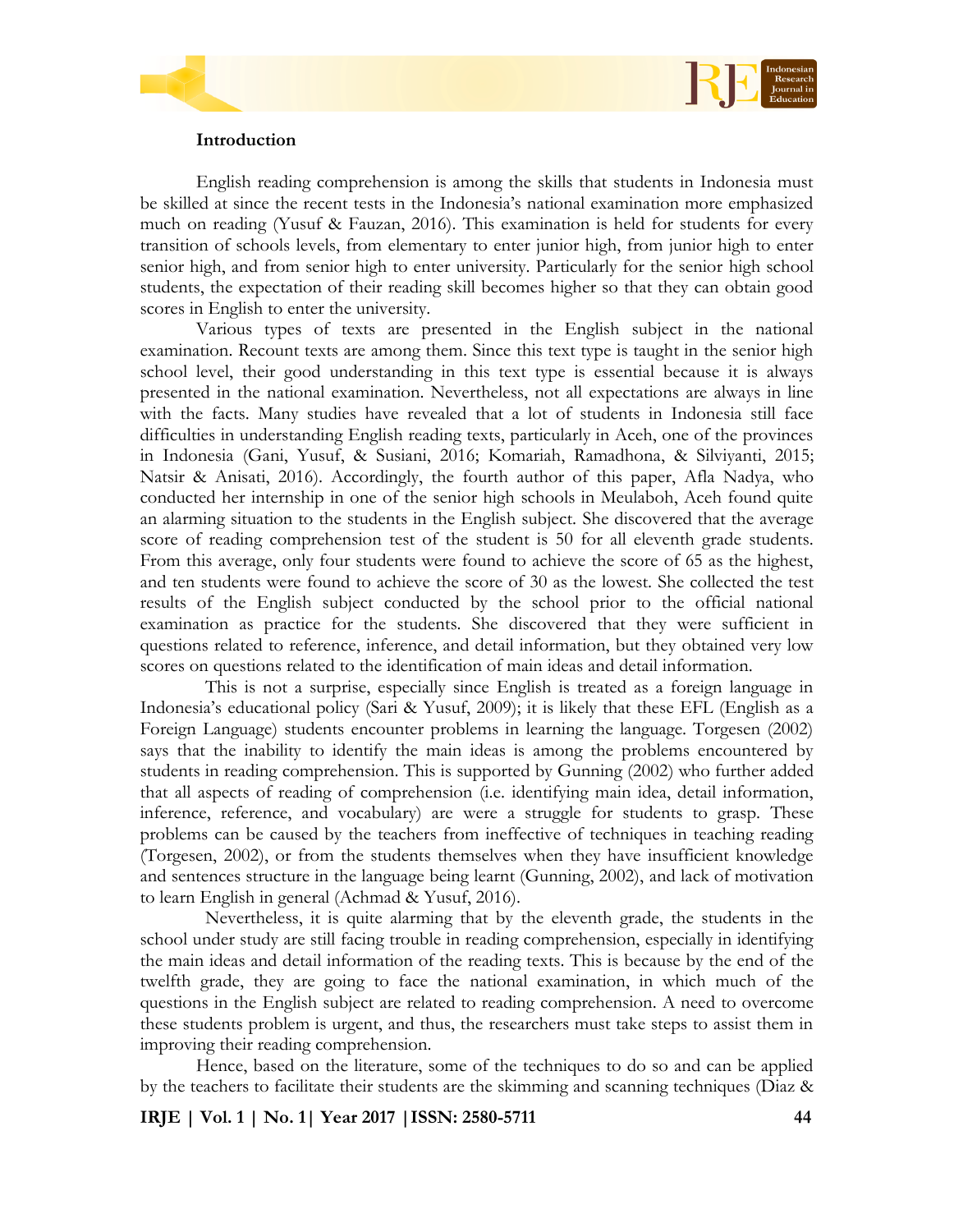## Introduction

English reading comprehension is among the skills that students in Indonesia must be skilled at since the recent tests in the Indonesia's national examination more emphasized much on reading (Yusuf & Fauzan, 2016). This examination is held for students for every transition of schools levels, from elementary to enter junior high, from junior high to enter senior high, and from senior high to enter university. Particularly for the senior high school students, the expectation of their reading skill becomes higher so that they can obtain good scores in English to enter the university.

Various types of texts are presented in the English subject in the national examination. Recount texts are among them. Since this text type is taught in the senior high school level, their good understanding in this text type is essential because it is always presented in the national examination. Nevertheless, not all expectations are always in line with the facts. Many studies have revealed that a lot of students in Indonesia still face difficulties in understanding English reading texts, particularly in Aceh, one of the provinces in Indonesia (Gani, Yusuf, & Susiani, 2016; Komariah, Ramadhona, & Silviyanti, 2015; Natsir & Anisati, 2016). Accordingly, the fourth author of this paper, Afla Nadya, who conducted her internship in one of the senior high schools in Meulaboh, Aceh found quite an alarming situation to the students in the English subject. She discovered that the average score of reading comprehension test of the student is 50 for all eleventh grade students. From this average, only four students were found to achieve the score of 65 as the highest, and ten students were found to achieve the score of 30 as the lowest. She collected the test results of the English subject conducted by the school prior to the official national examination as practice for the students. She discovered that they were sufficient in questions related to reference, inference, and detail information, but they obtained very low scores on questions related to the identification of main ideas and detail information.

This is not a surprise, especially since English is treated as a foreign language in Indonesia's educational policy (Sari & Yusuf, 2009); it is likely that these EFL (English as a Foreign Language) students encounter problems in learning the language. Torgesen (2002) says that the inability to identify the main ideas is among the problems encountered by students in reading comprehension. This is supported by Gunning (2002) who further added that all aspects of reading of comprehension (i.e. identifying main idea, detail information, inference, reference, and vocabulary) are were a struggle for students to grasp. These problems can be caused by the teachers from ineffective of techniques in teaching reading (Torgesen, 2002), or from the students themselves when they have insufficient knowledge and sentences structure in the language being learnt (Gunning, 2002), and lack of motivation to learn English in general (Achmad & Yusuf, 2016).

Nevertheless, it is quite alarming that by the eleventh grade, the students in the school under study are still facing trouble in reading comprehension, especially in identifying the main ideas and detail information of the reading texts. This is because by the end of the twelfth grade, they are going to face the national examination, in which much of the questions in the English subject are related to reading comprehension. A need to overcome these students problem is urgent, and thus, the researchers must take steps to assist them in improving their reading comprehension.

Hence, based on the literature, some of the techniques to do so and can be applied by the teachers to facilitate their students are the skimming and scanning techniques (Diaz &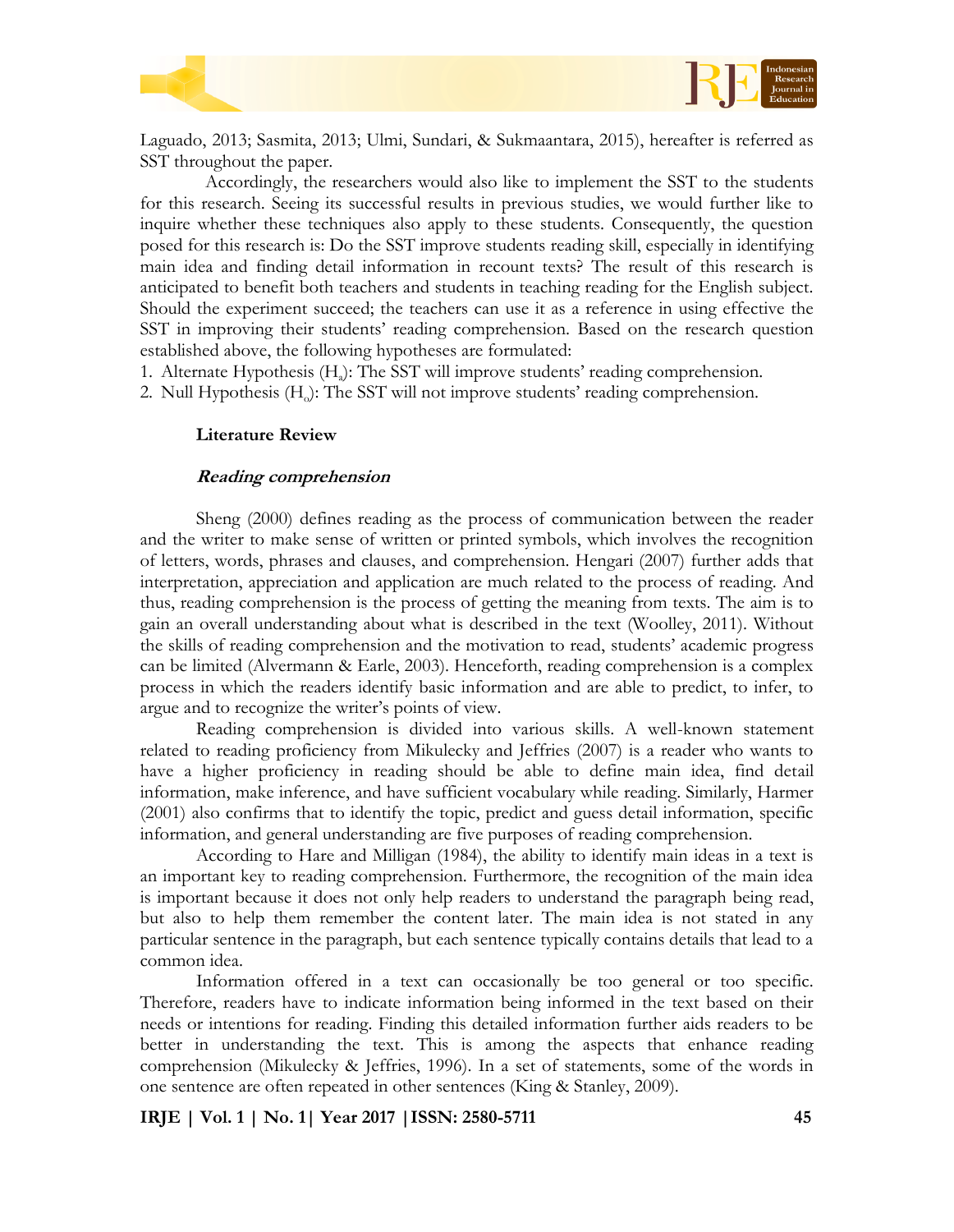Laguado, 2013; Sasmita, 2013; Ulmi, Sundari, & Sukmaantara, 2015), hereafter is referred as SST throughout the paper.

Accordingly, the researchers would also like to implement the SST to the students for this research. Seeing its successful results in previous studies, we would further like to inquire whether these techniques also apply to these students. Consequently, the question posed for this research is: Do the SST improve students reading skill, especially in identifying main idea and finding detail information in recount texts? The result of this research is anticipated to benefit both teachers and students in teaching reading for the English subject. Should the experiment succeed; the teachers can use it as a reference in using effective the SST in improving their students' reading comprehension. Based on the research question established above, the following hypotheses are formulated:

1. Alternate Hypothesis ($H_a$): The SST will improve students' reading comprehension.
2. Null Hypothesis ($H_o$): The SST will not improve students' reading comprehension.

## Literature Review

### *Reading comprehension*

Sheng (2000) defines reading as the process of communication between the reader and the writer to make sense of written or printed symbols, which involves the recognition of letters, words, phrases and clauses, and comprehension. Hengari (2007) further adds that interpretation, appreciation and application are much related to the process of reading. And thus, reading comprehension is the process of getting the meaning from texts. The aim is to gain an overall understanding about what is described in the text (Woolley, 2011). Without the skills of reading comprehension and the motivation to read, students' academic progress can be limited (Alvermann & Earle, 2003). Henceforth, reading comprehension is a complex process in which the readers identify basic information and are able to predict, to infer, to argue and to recognize the writer's points of view.

Reading comprehension is divided into various skills. A well-known statement related to reading proficiency from Mikulecky and Jeffries (2007) is a reader who wants to have a higher proficiency in reading should be able to define main idea, find detail information, make inference, and have sufficient vocabulary while reading. Similarly, Harmer (2001) also confirms that to identify the topic, predict and guess detail information, specific information, and general understanding are five purposes of reading comprehension.

According to Hare and Milligan (1984), the ability to identify main ideas in a text is an important key to reading comprehension. Furthermore, the recognition of the main idea is important because it does not only help readers to understand the paragraph being read, but also to help them remember the content later. The main idea is not stated in any particular sentence in the paragraph, but each sentence typically contains details that lead to a common idea.

Information offered in a text can occasionally be too general or too specific. Therefore, readers have to indicate information being informed in the text based on their needs or intentions for reading. Finding this detailed information further aids readers to be better in understanding the text. This is among the aspects that enhance reading comprehension (Mikulecky & Jeffries, 1996). In a set of statements, some of the words in one sentence are often repeated in other sentences (King & Stanley, 2009).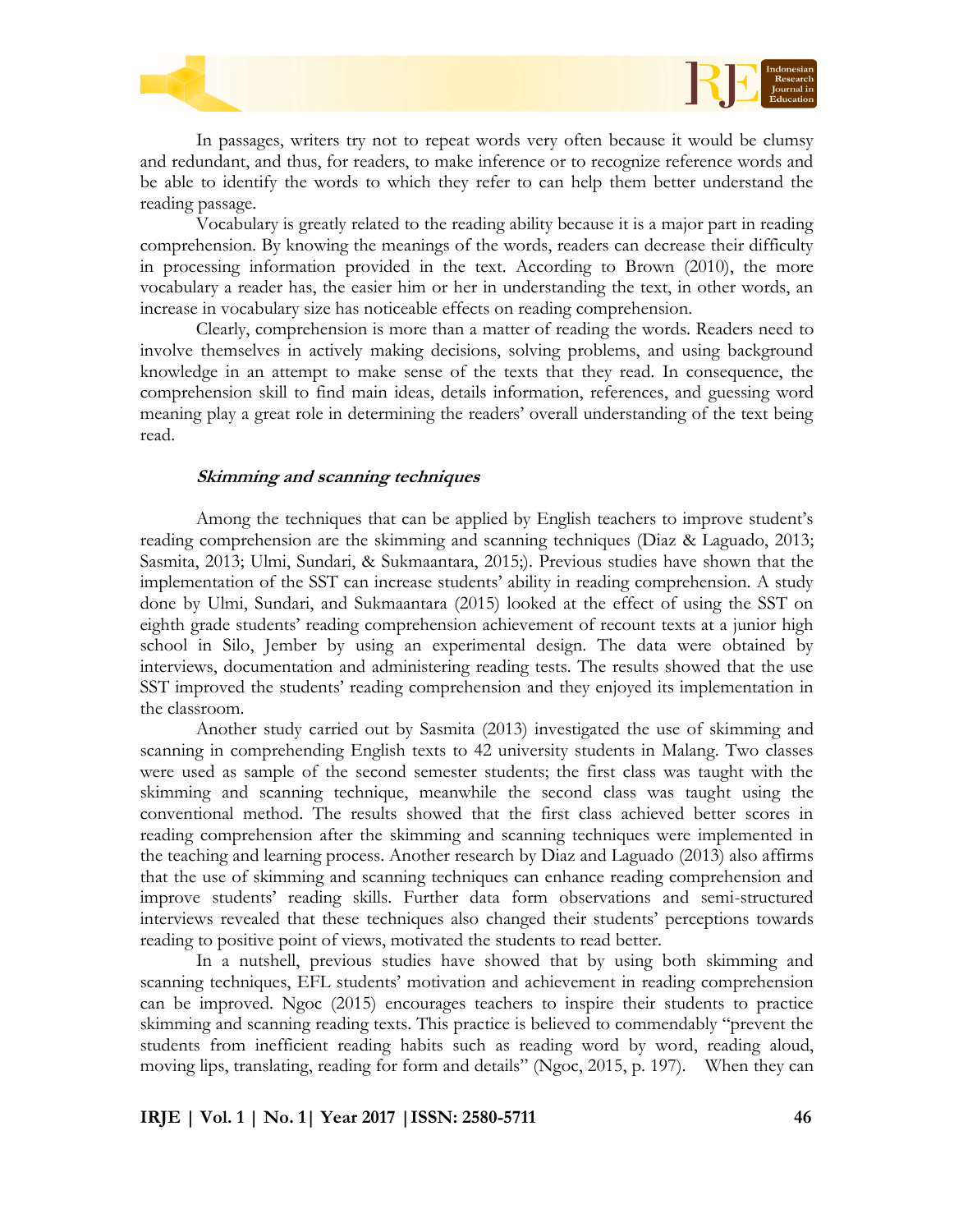In passages, writers try not to repeat words very often because it would be clumsy and redundant, and thus, for readers, to make inference or to recognize reference words and be able to identify the words to which they refer to can help them better understand the reading passage.

Vocabulary is greatly related to the reading ability because it is a major part in reading comprehension. By knowing the meanings of the words, readers can decrease their difficulty in processing information provided in the text. According to Brown (2010), the more vocabulary a reader has, the easier him or her in understanding the text, in other words, an increase in vocabulary size has noticeable effects on reading comprehension.

Clearly, comprehension is more than a matter of reading the words. Readers need to involve themselves in actively making decisions, solving problems, and using background knowledge in an attempt to make sense of the texts that they read. In consequence, the comprehension skill to find main ideas, details information, references, and guessing word meaning play a great role in determining the readers' overall understanding of the text being read.

***Skimming and scanning techniques***

Among the techniques that can be applied by English teachers to improve student's reading comprehension are the skimming and scanning techniques (Diaz & Laguado, 2013; Sasmita, 2013; Ulmi, Sundari, & Sukmaantara, 2015;). Previous studies have shown that the implementation of the SST can increase students' ability in reading comprehension. A study done by Ulmi, Sundari, and Sukmaantara (2015) looked at the effect of using the SST on eighth grade students' reading comprehension achievement of recount texts at a junior high school in Silo, Jember by using an experimental design. The data were obtained by interviews, documentation and administering reading tests. The results showed that the use SST improved the students' reading comprehension and they enjoyed its implementation in the classroom.

Another study carried out by Sasmita (2013) investigated the use of skimming and scanning in comprehending English texts to 42 university students in Malang. Two classes were used as sample of the second semester students; the first class was taught with the skimming and scanning technique, meanwhile the second class was taught using the conventional method. The results showed that the first class achieved better scores in reading comprehension after the skimming and scanning techniques were implemented in the teaching and learning process. Another research by Diaz and Laguado (2013) also affirms that the use of skimming and scanning techniques can enhance reading comprehension and improve students' reading skills. Further data form observations and semi-structured interviews revealed that these techniques also changed their students' perceptions towards reading to positive point of views, motivated the students to read better.

In a nutshell, previous studies have showed that by using both skimming and scanning techniques, EFL students' motivation and achievement in reading comprehension can be improved. Ngoc (2015) encourages teachers to inspire their students to practice skimming and scanning reading texts. This practice is believed to commendably "prevent the students from inefficient reading habits such as reading word by word, reading aloud, moving lips, translating, reading for form and details" (Ngoc, 2015, p. 197). When they can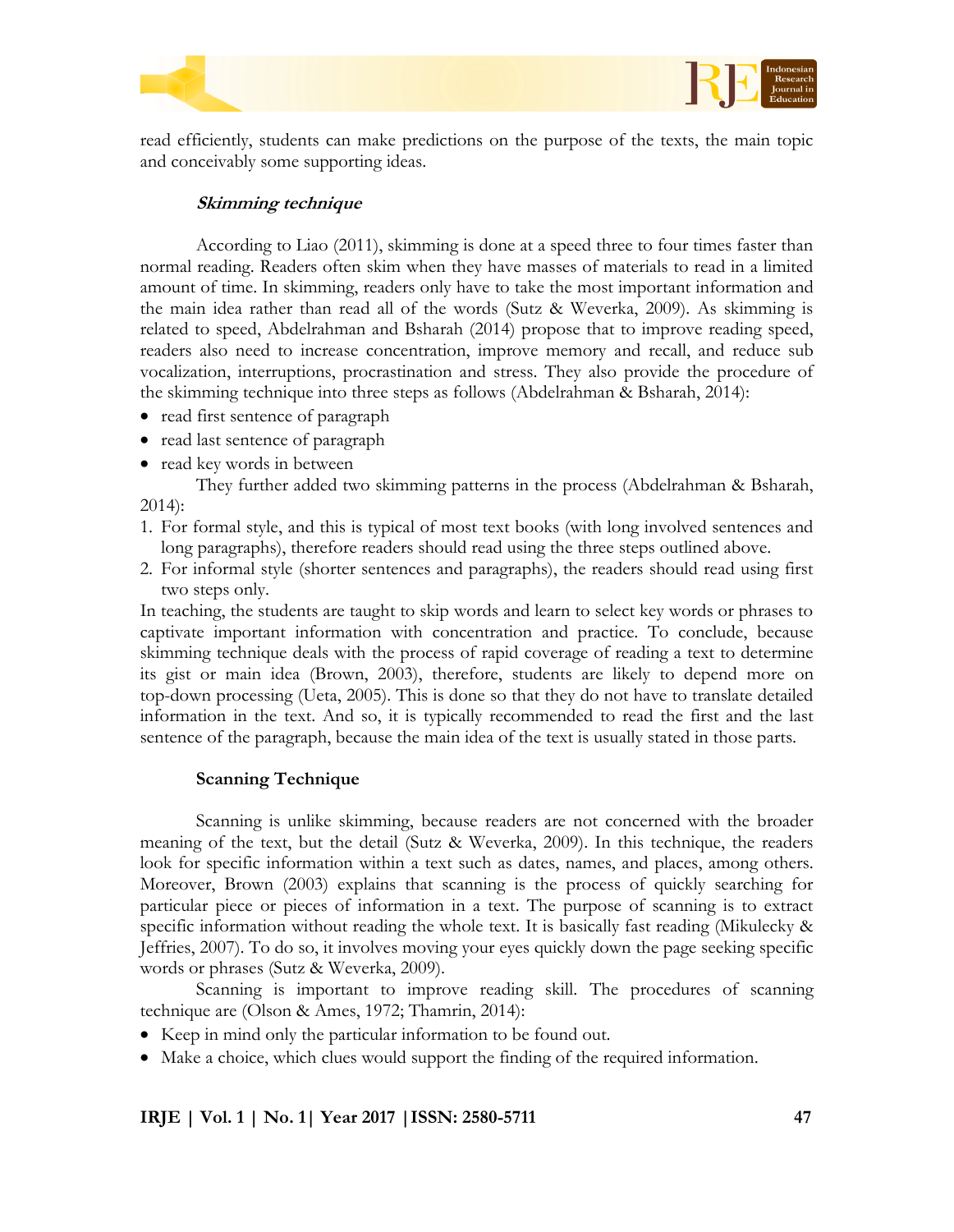read efficiently, students can make predictions on the purpose of the texts, the main topic and conceivably some supporting ideas.

### *Skimming technique*

According to Liao (2011), skimming is done at a speed three to four times faster than normal reading. Readers often skim when they have masses of materials to read in a limited amount of time. In skimming, readers only have to take the most important information and the main idea rather than read all of the words (Sutz & Weverka, 2009). As skimming is related to speed, Abdelrahman and Bsharah (2014) propose that to improve reading speed, readers also need to increase concentration, improve memory and recall, and reduce sub vocalization, interruptions, procrastination and stress. They also provide the procedure of the skimming technique into three steps as follows (Abdelrahman & Bsharah, 2014):

- read first sentence of paragraph
- read last sentence of paragraph
- read key words in between

They further added two skimming patterns in the process (Abdelrahman & Bsharah, 2014):

1. For formal style, and this is typical of most text books (with long involved sentences and long paragraphs), therefore readers should read using the three steps outlined above.
2. For informal style (shorter sentences and paragraphs), the readers should read using first two steps only.

In teaching, the students are taught to skip words and learn to select key words or phrases to captivate important information with concentration and practice. To conclude, because skimming technique deals with the process of rapid coverage of reading a text to determine its gist or main idea (Brown, 2003), therefore, students are likely to depend more on top-down processing (Ueta, 2005). This is done so that they do not have to translate detailed information in the text. And so, it is typically recommended to read the first and the last sentence of the paragraph, because the main idea of the text is usually stated in those parts.

### **Scanning Technique**

Scanning is unlike skimming, because readers are not concerned with the broader meaning of the text, but the detail (Sutz & Weverka, 2009). In this technique, the readers look for specific information within a text such as dates, names, and places, among others. Moreover, Brown (2003) explains that scanning is the process of quickly searching for particular piece or pieces of information in a text. The purpose of scanning is to extract specific information without reading the whole text. It is basically fast reading (Mikulecky & Jeffries, 2007). To do so, it involves moving your eyes quickly down the page seeking specific words or phrases (Sutz & Weverka, 2009).

Scanning is important to improve reading skill. The procedures of scanning technique are (Olson & Ames, 1972; Thamrin, 2014):

- Keep in mind only the particular information to be found out.
- Make a choice, which clues would support the finding of the required information.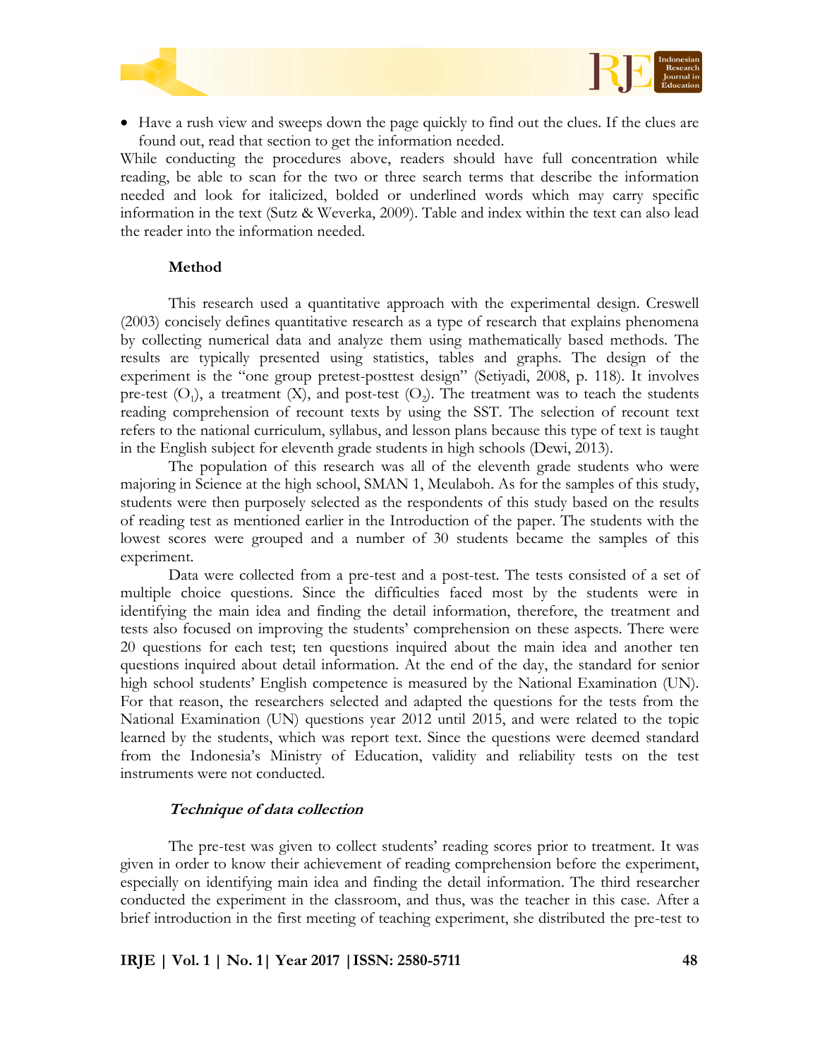- Have a rush view and sweeps down the page quickly to find out the clues. If the clues are found out, read that section to get the information needed.

While conducting the procedures above, readers should have full concentration while reading, be able to scan for the two or three search terms that describe the information needed and look for italicized, bolded or underlined words which may carry specific information in the text (Sutz & Weverka, 2009). Table and index within the text can also lead the reader into the information needed.

## Method

This research used a quantitative approach with the experimental design. Creswell (2003) concisely defines quantitative research as a type of research that explains phenomena by collecting numerical data and analyze them using mathematically based methods. The results are typically presented using statistics, tables and graphs. The design of the experiment is the "one group pretest-posttest design" (Setiyadi, 2008, p. 118). It involves pre-test ($O_1$), a treatment (X), and post-test ($O_2$). The treatment was to teach the students reading comprehension of recount texts by using the SST. The selection of recount text refers to the national curriculum, syllabus, and lesson plans because this type of text is taught in the English subject for eleventh grade students in high schools (Dewi, 2013).

The population of this research was all of the eleventh grade students who were majoring in Science at the high school, SMAN 1, Meulaboh. As for the samples of this study, students were then purposely selected as the respondents of this study based on the results of reading test as mentioned earlier in the Introduction of the paper. The students with the lowest scores were grouped and a number of 30 students became the samples of this experiment.

Data were collected from a pre-test and a post-test. The tests consisted of a set of multiple choice questions. Since the difficulties faced most by the students were in identifying the main idea and finding the detail information, therefore, the treatment and tests also focused on improving the students' comprehension on these aspects. There were 20 questions for each test; ten questions inquired about the main idea and another ten questions inquired about detail information. At the end of the day, the standard for senior high school students' English competence is measured by the National Examination (UN). For that reason, the researchers selected and adapted the questions for the tests from the National Examination (UN) questions year 2012 until 2015, and were related to the topic learned by the students, which was report text. Since the questions were deemed standard from the Indonesia's Ministry of Education, validity and reliability tests on the test instruments were not conducted.

### *Technique of data collection*

The pre-test was given to collect students' reading scores prior to treatment. It was given in order to know their achievement of reading comprehension before the experiment, especially on identifying main idea and finding the detail information. The third researcher conducted the experiment in the classroom, and thus, was the teacher in this case. After a brief introduction in the first meeting of teaching experiment, she distributed the pre-test to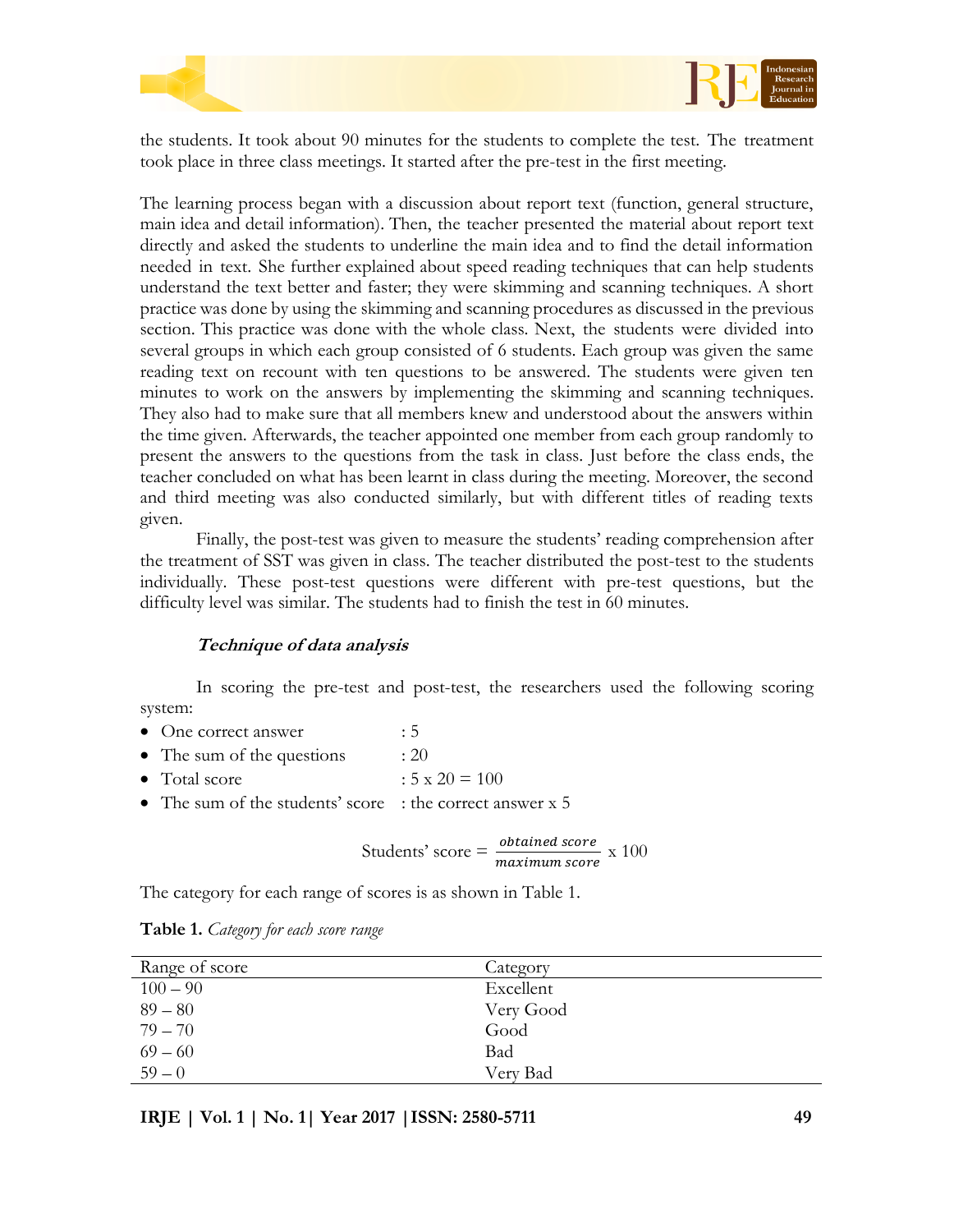the students. It took about 90 minutes for the students to complete the test. The treatment took place in three class meetings. It started after the pre-test in the first meeting.

The learning process began with a discussion about report text (function, general structure, main idea and detail information). Then, the teacher presented the material about report text directly and asked the students to underline the main idea and to find the detail information needed in text. She further explained about speed reading techniques that can help students understand the text better and faster; they were skimming and scanning techniques. A short practice was done by using the skimming and scanning procedures as discussed in the previous section. This practice was done with the whole class. Next, the students were divided into several groups in which each group consisted of 6 students. Each group was given the same reading text on recount with ten questions to be answered. The students were given ten minutes to work on the answers by implementing the skimming and scanning techniques. They also had to make sure that all members knew and understood about the answers within the time given. Afterwards, the teacher appointed one member from each group randomly to present the answers to the questions from the task in class. Just before the class ends, the teacher concluded on what has been learnt in class during the meeting. Moreover, the second and third meeting was also conducted similarly, but with different titles of reading texts given.

Finally, the post-test was given to measure the students' reading comprehension after the treatment of SST was given in class. The teacher distributed the post-test to the students individually. These post-test questions were different with pre-test questions, but the difficulty level was similar. The students had to finish the test in 60 minutes.

### *Technique of data analysis*

In scoring the pre-test and post-test, the researchers used the following scoring system:

- One correct answer : 5
- The sum of the questions : 20
- Total score : 5 x 20 = 100
- The sum of the students' score : the correct answer x 5

$$\text{Students' score} = \frac{\textit{obtained score}}{\textit{maximum score}} \times 100$$

The category for each range of scores is as shown in Table 1.

**Table 1.** *Category for each score range*

| Range of score | Category |
|---|---|
| 100 – 90 | Excellent |
| 89 – 80 | Very Good |
| 79 – 70 | Good |
| 69 – 60 | Bad |
| 59 – 0 | Very Bad |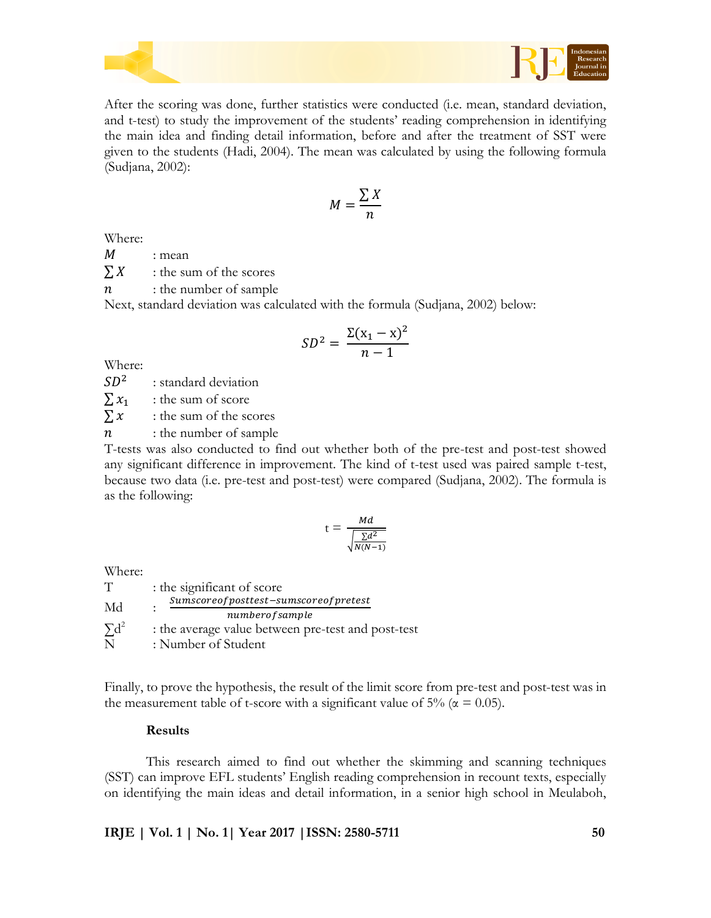After the scoring was done, further statistics were conducted (i.e. mean, standard deviation, and t-test) to study the improvement of the students' reading comprehension in identifying the main idea and finding detail information, before and after the treatment of SST were given to the students (Hadi, 2004). The mean was calculated by using the following formula (Sudjana, 2002):

$$M = \frac{\sum X}{n}$$

Where:

$M$ : mean

$\sum X$ : the sum of the scores

$n$ : the number of sample

Next, standard deviation was calculated with the formula (Sudjana, 2002) below:

$$SD^2 = \frac{\Sigma(\mathrm{x}_1 - \mathrm{x})^2}{n-1}$$

Where:

$SD^2$ : standard deviation

$\sum x_1$ : the sum of score

$\sum x$ : the sum of the scores

$n$ : the number of sample

T-tests was also conducted to find out whether both of the pre-test and post-test showed any significant difference in improvement. The kind of t-test used was paired sample t-test, because two data (i.e. pre-test and post-test) were compared (Sudjana, 2002). The formula is as the following:

$$\mathrm{t} = \frac{Md}{\sqrt{\frac{\sum d^2}{N(N-1)}}}$$

Where:

T : the significant of score

Md : $\frac{Sumscoreofposttest - sumscoreofpretest}{numberofsample}$

$\sum d^2$ : the average value between pre-test and post-test

N : Number of Student

Finally, to prove the hypothesis, the result of the limit score from pre-test and post-test was in the measurement table of t-score with a significant value of 5% ($\alpha$ = 0.05).

## Results

This research aimed to find out whether the skimming and scanning techniques (SST) can improve EFL students' English reading comprehension in recount texts, especially on identifying the main ideas and detail information, in a senior high school in Meulaboh,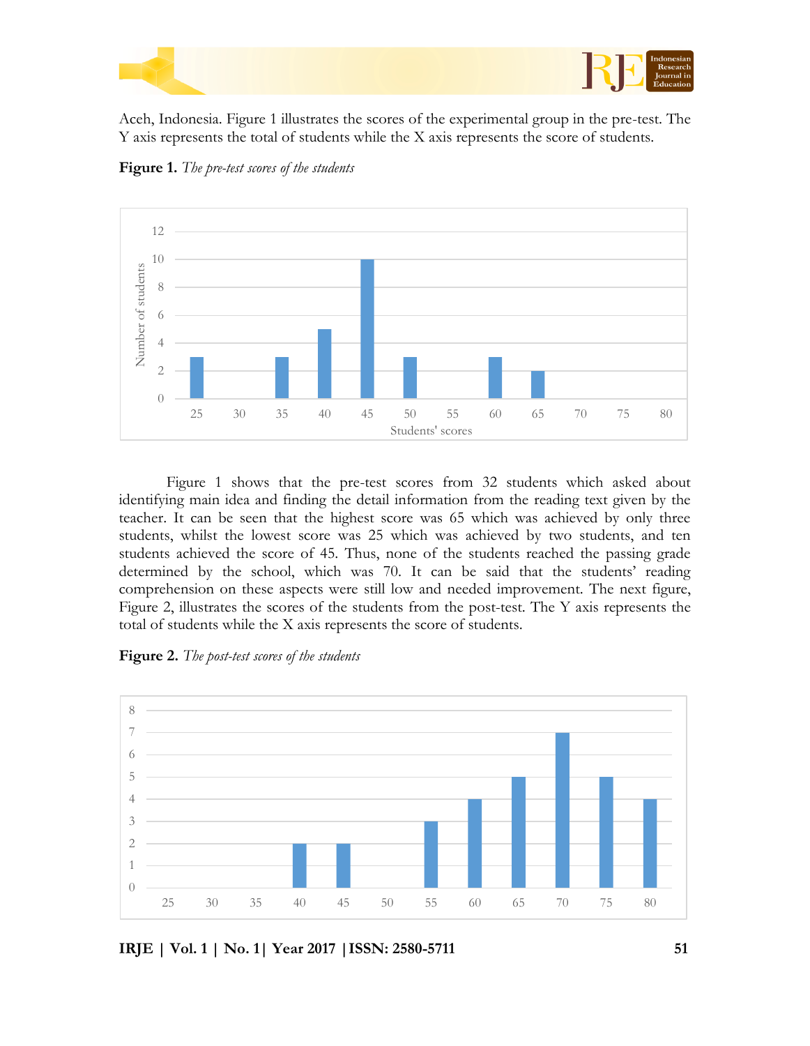Aceh, Indonesia. Figure 1 illustrates the scores of the experimental group in the pre-test. The Y axis represents the total of students while the X axis represents the score of students.

**Figure 1.** *The pre-test scores of the students*

Figure 1 shows that the pre-test scores from 32 students which asked about identifying main idea and finding the detail information from the reading text given by the teacher. It can be seen that the highest score was 65 which was achieved by only three students, whilst the lowest score was 25 which was achieved by two students, and ten students achieved the score of 45. Thus, none of the students reached the passing grade determined by the school, which was 70. It can be said that the students' reading comprehension on these aspects were still low and needed improvement. The next figure, Figure 2, illustrates the scores of the students from the post-test. The Y axis represents the total of students while the X axis represents the score of students.

**Figure 2.** *The post-test scores of the students*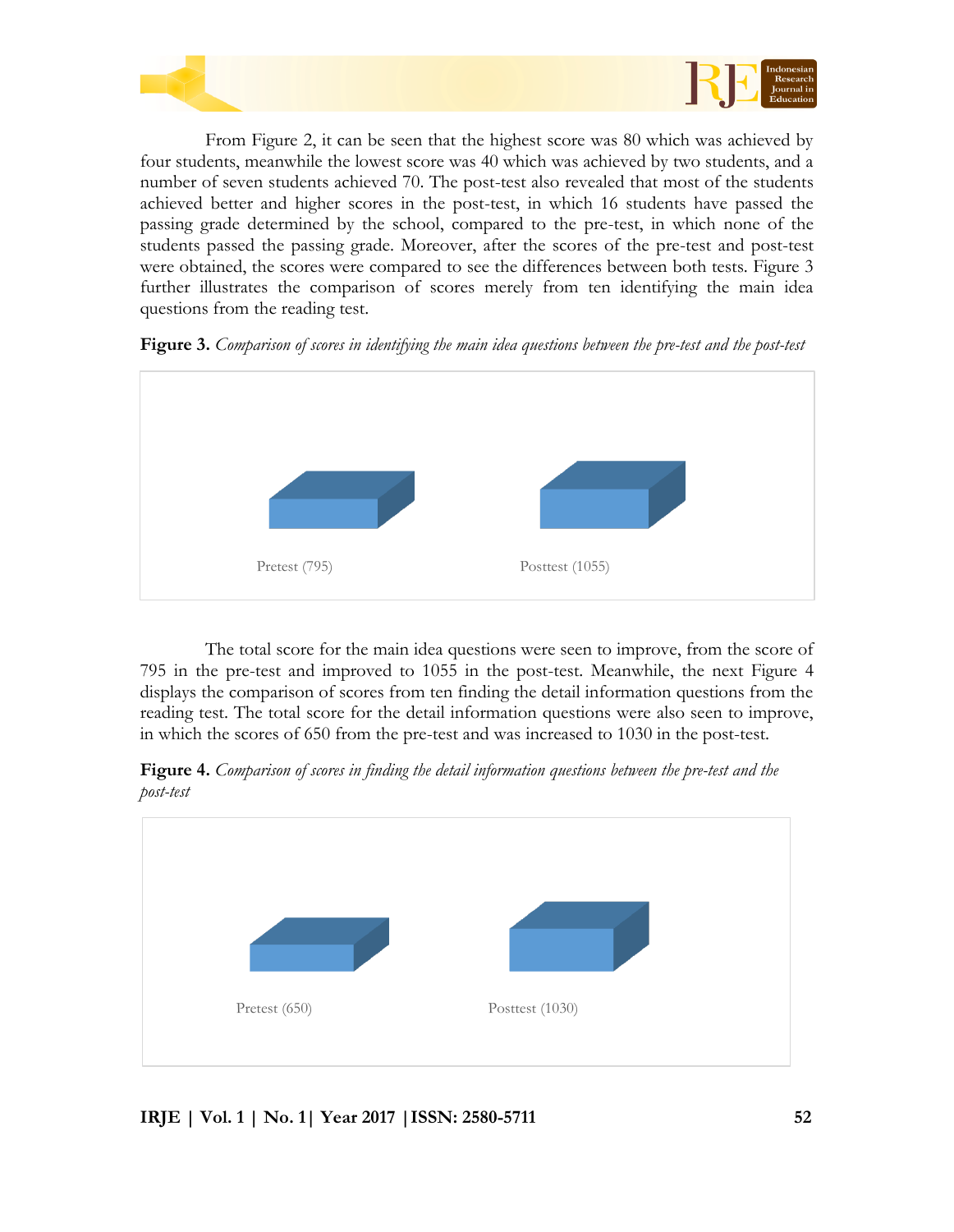From Figure 2, it can be seen that the highest score was 80 which was achieved by four students, meanwhile the lowest score was 40 which was achieved by two students, and a number of seven students achieved 70. The post-test also revealed that most of the students achieved better and higher scores in the post-test, in which 16 students have passed the passing grade determined by the school, compared to the pre-test, in which none of the students passed the passing grade. Moreover, after the scores of the pre-test and post-test were obtained, the scores were compared to see the differences between both tests. Figure 3 further illustrates the comparison of scores merely from ten identifying the main idea questions from the reading test.

**Figure 3.** *Comparison of scores in identifying the main idea questions between the pre-test and the post-test*

Pretest (795) Posttest (1055)

The total score for the main idea questions were seen to improve, from the score of 795 in the pre-test and improved to 1055 in the post-test. Meanwhile, the next Figure 4 displays the comparison of scores from ten finding the detail information questions from the reading test. The total score for the detail information questions were also seen to improve, in which the scores of 650 from the pre-test and was increased to 1030 in the post-test.

**Figure 4.** *Comparison of scores in finding the detail information questions between the pre-test and the post-test*

Pretest (650) Posttest (1030)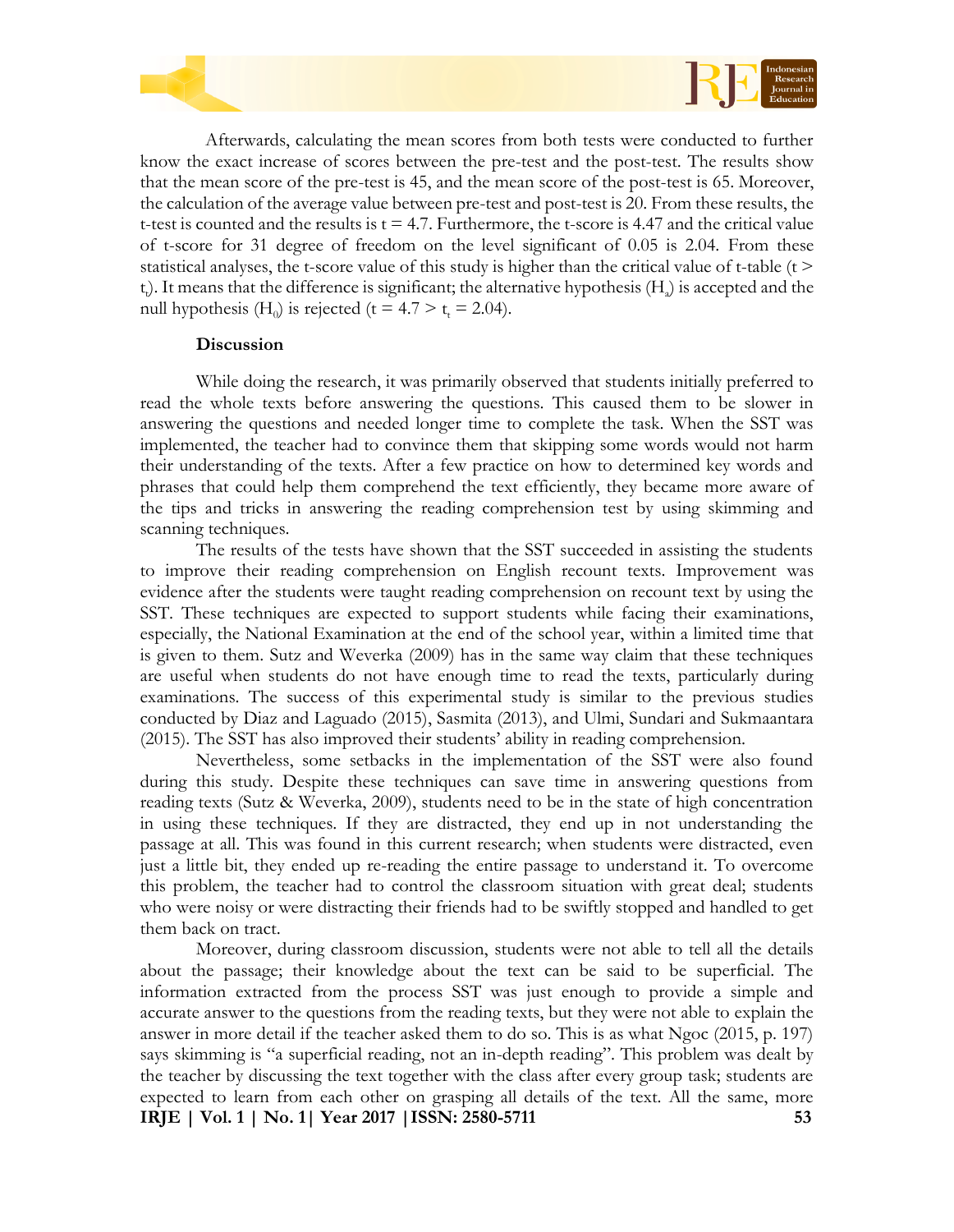Afterwards, calculating the mean scores from both tests were conducted to further know the exact increase of scores between the pre-test and the post-test. The results show that the mean score of the pre-test is 45, and the mean score of the post-test is 65. Moreover, the calculation of the average value between pre-test and post-test is 20. From these results, the t-test is counted and the results is $t = 4.7$. Furthermore, the t-score is 4.47 and the critical value of t-score for 31 degree of freedom on the level significant of 0.05 is 2.04. From these statistical analyses, the t-score value of this study is higher than the critical value of t-table ($t > t_t$). It means that the difference is significant; the alternative hypothesis ($H_a$) is accepted and the null hypothesis ($H_0$) is rejected ($t = 4.7 > t_t = 2.04$).

### Discussion

While doing the research, it was primarily observed that students initially preferred to read the whole texts before answering the questions. This caused them to be slower in answering the questions and needed longer time to complete the task. When the SST was implemented, the teacher had to convince them that skipping some words would not harm their understanding of the texts. After a few practice on how to determined key words and phrases that could help them comprehend the text efficiently, they became more aware of the tips and tricks in answering the reading comprehension test by using skimming and scanning techniques.

The results of the tests have shown that the SST succeeded in assisting the students to improve their reading comprehension on English recount texts. Improvement was evidence after the students were taught reading comprehension on recount text by using the SST. These techniques are expected to support students while facing their examinations, especially, the National Examination at the end of the school year, within a limited time that is given to them. Sutz and Weverka (2009) has in the same way claim that these techniques are useful when students do not have enough time to read the texts, particularly during examinations. The success of this experimental study is similar to the previous studies conducted by Diaz and Laguado (2015), Sasmita (2013), and Ulmi, Sundari and Sukmaantara (2015). The SST has also improved their students' ability in reading comprehension.

Nevertheless, some setbacks in the implementation of the SST were also found during this study. Despite these techniques can save time in answering questions from reading texts (Sutz & Weverka, 2009), students need to be in the state of high concentration in using these techniques. If they are distracted, they end up in not understanding the passage at all. This was found in this current research; when students were distracted, even just a little bit, they ended up re-reading the entire passage to understand it. To overcome this problem, the teacher had to control the classroom situation with great deal; students who were noisy or were distracting their friends had to be swiftly stopped and handled to get them back on tract.

Moreover, during classroom discussion, students were not able to tell all the details about the passage; their knowledge about the text can be said to be superficial. The information extracted from the process SST was just enough to provide a simple and accurate answer to the questions from the reading texts, but they were not able to explain the answer in more detail if the teacher asked them to do so. This is as what Ngoc (2015, p. 197) says skimming is "a superficial reading, not an in-depth reading". This problem was dealt by the teacher by discussing the text together with the class after every group task; students are expected to learn from each other on grasping all details of the text. All the same, more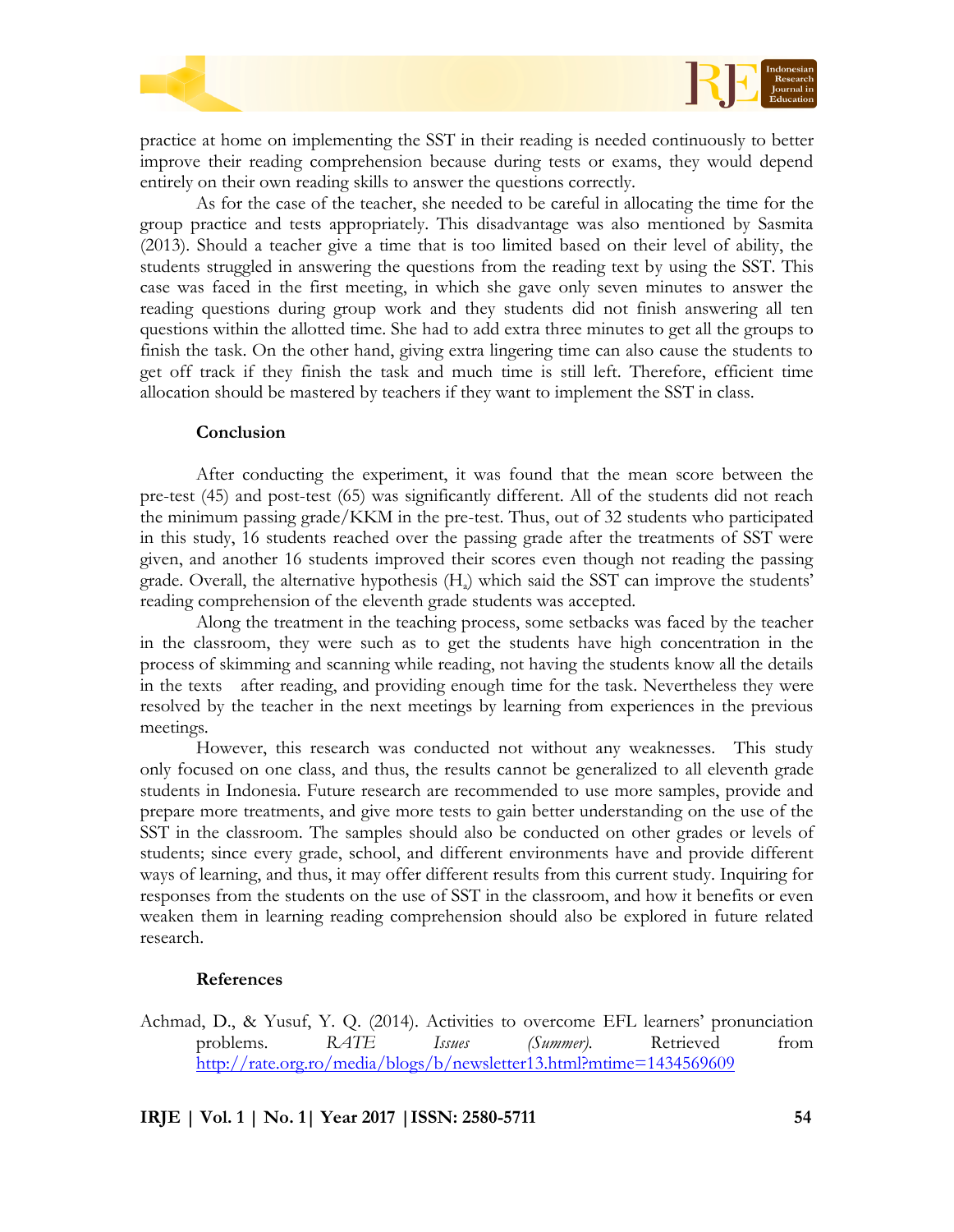practice at home on implementing the SST in their reading is needed continuously to better improve their reading comprehension because during tests or exams, they would depend entirely on their own reading skills to answer the questions correctly.

As for the case of the teacher, she needed to be careful in allocating the time for the group practice and tests appropriately. This disadvantage was also mentioned by Sasmita (2013). Should a teacher give a time that is too limited based on their level of ability, the students struggled in answering the questions from the reading text by using the SST. This case was faced in the first meeting, in which she gave only seven minutes to answer the reading questions during group work and they students did not finish answering all ten questions within the allotted time. She had to add extra three minutes to get all the groups to finish the task. On the other hand, giving extra lingering time can also cause the students to get off track if they finish the task and much time is still left. Therefore, efficient time allocation should be mastered by teachers if they want to implement the SST in class.

## Conclusion

After conducting the experiment, it was found that the mean score between the pre-test (45) and post-test (65) was significantly different. All of the students did not reach the minimum passing grade/KKM in the pre-test. Thus, out of 32 students who participated in this study, 16 students reached over the passing grade after the treatments of SST were given, and another 16 students improved their scores even though not reading the passing grade. Overall, the alternative hypothesis ($H_a$) which said the SST can improve the students' reading comprehension of the eleventh grade students was accepted.

Along the treatment in the teaching process, some setbacks was faced by the teacher in the classroom, they were such as to get the students have high concentration in the process of skimming and scanning while reading, not having the students know all the details in the texts after reading, and providing enough time for the task. Nevertheless they were resolved by the teacher in the next meetings by learning from experiences in the previous meetings.

However, this research was conducted not without any weaknesses. This study only focused on one class, and thus, the results cannot be generalized to all eleventh grade students in Indonesia. Future research are recommended to use more samples, provide and prepare more treatments, and give more tests to gain better understanding on the use of the SST in the classroom. The samples should also be conducted on other grades or levels of students; since every grade, school, and different environments have and provide different ways of learning, and thus, it may offer different results from this current study. Inquiring for responses from the students on the use of SST in the classroom, and how it benefits or even weaken them in learning reading comprehension should also be explored in future related research.

## References

Achmad, D., & Yusuf, Y. Q. (2014). Activities to overcome EFL learners' pronunciation problems. *RATE Issues (Summer).* Retrieved from http://rate.org.ro/media/blogs/b/newsletter13.html?mtime=1434569609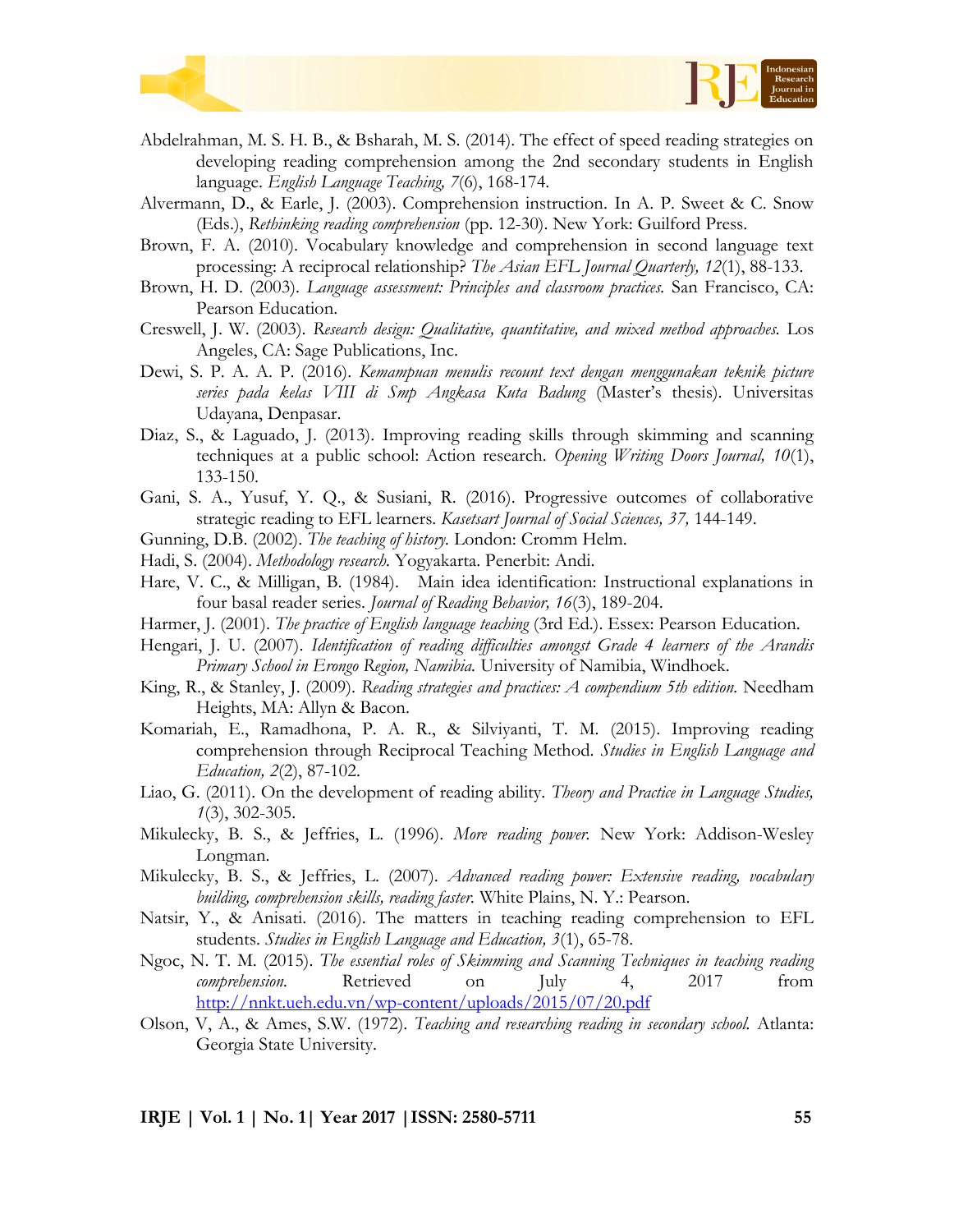Abdelrahman, M. S. H. B., & Bsharah, M. S. (2014). The effect of speed reading strategies on developing reading comprehension among the 2nd secondary students in English language. *English Language Teaching, 7*(6), 168-174.

Alvermann, D., & Earle, J. (2003). Comprehension instruction. In A. P. Sweet & C. Snow (Eds.), *Rethinking reading comprehension* (pp. 12-30). New York: Guilford Press.

Brown, F. A. (2010). Vocabulary knowledge and comprehension in second language text processing: A reciprocal relationship? *The Asian EFL Journal Quarterly, 12*(1), 88-133.

Brown, H. D. (2003). *Language assessment: Principles and classroom practices.* San Francisco, CA: Pearson Education.

Creswell, J. W. (2003). *Research design: Qualitative, quantitative, and mixed method approaches.* Los Angeles, CA: Sage Publications, Inc.

Dewi, S. P. A. A. P. (2016). *Kemampuan menulis recount text dengan menggunakan teknik picture series pada kelas VIII di Smp Angkasa Kuta Badung* (Master's thesis). Universitas Udayana, Denpasar.

Diaz, S., & Laguado, J. (2013). Improving reading skills through skimming and scanning techniques at a public school: Action research. *Opening Writing Doors Journal, 10*(1), 133-150.

Gani, S. A., Yusuf, Y. Q., & Susiani, R. (2016). Progressive outcomes of collaborative strategic reading to EFL learners. *Kasetsart Journal of Social Sciences, 37,* 144-149.

Gunning, D.B. (2002). *The teaching of history.* London: Cromm Helm.

Hadi, S. (2004). *Methodology research.* Yogyakarta. Penerbit: Andi.

Hare, V. C., & Milligan, B. (1984). Main idea identification: Instructional explanations in four basal reader series. *Journal of Reading Behavior, 16*(3), 189-204.

Harmer, J. (2001). *The practice of English language teaching* (3rd Ed.). Essex: Pearson Education.

Hengari, J. U. (2007). *Identification of reading difficulties amongst Grade 4 learners of the Arandis Primary School in Erongo Region, Namibia.* University of Namibia, Windhoek.

King, R., & Stanley, J. (2009). *Reading strategies and practices: A compendium 5th edition.* Needham Heights, MA: Allyn & Bacon.

Komariah, E., Ramadhona, P. A. R., & Silviyanti, T. M. (2015). Improving reading comprehension through Reciprocal Teaching Method. *Studies in English Language and Education, 2*(2), 87-102.

Liao, G. (2011). On the development of reading ability. *Theory and Practice in Language Studies, 1*(3), 302-305.

Mikulecky, B. S., & Jeffries, L. (1996). *More reading power.* New York: Addison-Wesley Longman.

Mikulecky, B. S., & Jeffries, L. (2007). *Advanced reading power: Extensive reading, vocabulary building, comprehension skills, reading faster.* White Plains, N. Y.: Pearson.

Natsir, Y., & Anisati. (2016). The matters in teaching reading comprehension to EFL students. *Studies in English Language and Education, 3*(1), 65-78.

Ngoc, N. T. M. (2015). *The essential roles of Skimming and Scanning Techniques in teaching reading comprehension.* Retrieved on July 4, 2017 from http://nnkt.ueh.edu.vn/wp-content/uploads/2015/07/20.pdf

Olson, V, A., & Ames, S.W. (1972). *Teaching and researching reading in secondary school.* Atlanta: Georgia State University.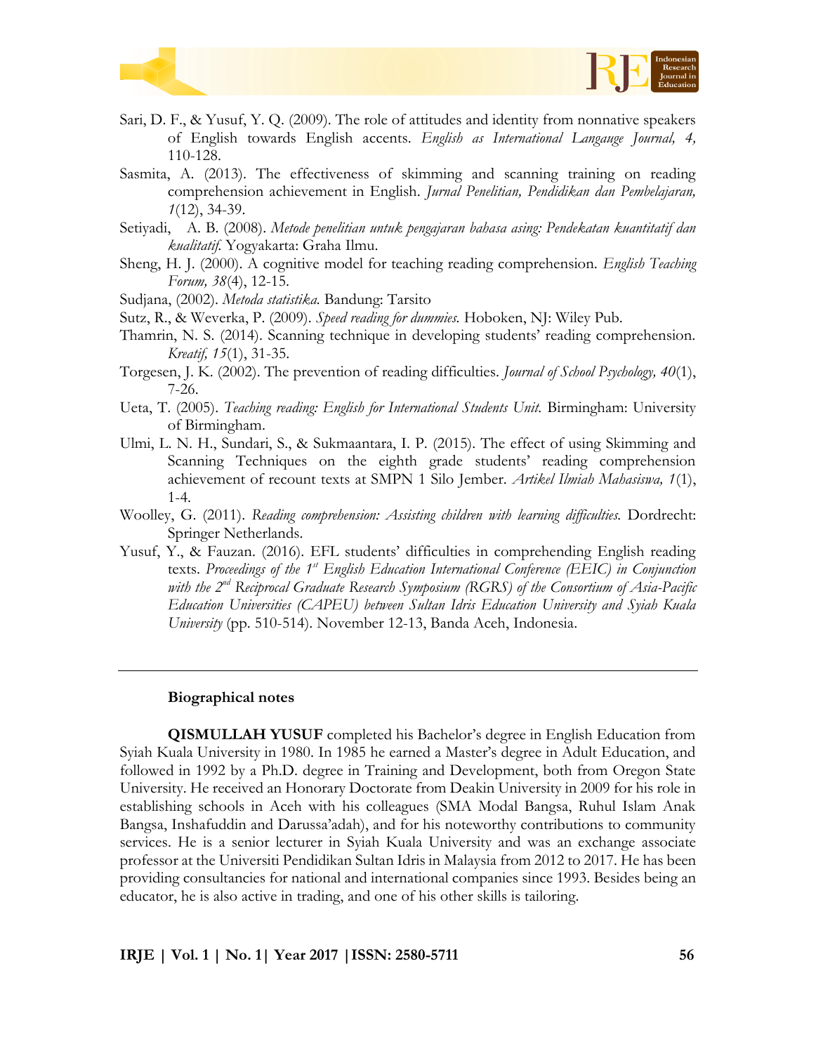Sari, D. F., & Yusuf, Y. Q. (2009). The role of attitudes and identity from nonnative speakers of English towards English accents. *English as International Langauge Journal, 4,* 110-128.

Sasmita, A. (2013). The effectiveness of skimming and scanning training on reading comprehension achievement in English. *Jurnal Penelitian, Pendidikan dan Pembelajaran, 1*(12), 34-39.

Setiyadi, A. B. (2008). *Metode penelitian untuk pengajaran bahasa asing: Pendekatan kuantitatif dan kualitatif.* Yogyakarta: Graha Ilmu.

Sheng, H. J. (2000). A cognitive model for teaching reading comprehension. *English Teaching Forum, 38*(4), 12-15.

Sudjana, (2002). *Metoda statistika.* Bandung: Tarsito

Sutz, R., & Weverka, P. (2009). *Speed reading for dummies.* Hoboken, NJ: Wiley Pub.

Thamrin, N. S. (2014). Scanning technique in developing students' reading comprehension. *Kreatif, 15*(1), 31-35.

Torgesen, J. K. (2002). The prevention of reading difficulties. *Journal of School Psychology, 40*(1), 7-26.

Ueta, T. (2005). *Teaching reading: English for International Students Unit.* Birmingham: University of Birmingham.

Ulmi, L. N. H., Sundari, S., & Sukmaantara, I. P. (2015). The effect of using Skimming and Scanning Techniques on the eighth grade students' reading comprehension achievement of recount texts at SMPN 1 Silo Jember. *Artikel Ilmiah Mahasiswa, 1*(1), 1-4.

Woolley, G. (2011). *Reading comprehension: Assisting children with learning difficulties.* Dordrecht: Springer Netherlands.

Yusuf, Y., & Fauzan. (2016). EFL students' difficulties in comprehending English reading texts. *Proceedings of the 1st English Education International Conference (EEIC) in Conjunction with the 2nd Reciprocal Graduate Research Symposium (RGRS) of the Consortium of Asia-Pacific Education Universities (CAPEU) between Sultan Idris Education University and Syiah Kuala University* (pp. 510-514). November 12-13, Banda Aceh, Indonesia.

---

**Biographical notes**

**QISMULLAH YUSUF** completed his Bachelor's degree in English Education from Syiah Kuala University in 1980. In 1985 he earned a Master's degree in Adult Education, and followed in 1992 by a Ph.D. degree in Training and Development, both from Oregon State University. He received an Honorary Doctorate from Deakin University in 2009 for his role in establishing schools in Aceh with his colleagues (SMA Modal Bangsa, Ruhul Islam Anak Bangsa, Inshafuddin and Darussa'adah), and for his noteworthy contributions to community services. He is a senior lecturer in Syiah Kuala University and was an exchange associate professor at the Universiti Pendidikan Sultan Idris in Malaysia from 2012 to 2017. He has been providing consultancies for national and international companies since 1993. Besides being an educator, he is also active in trading, and one of his other skills is tailoring.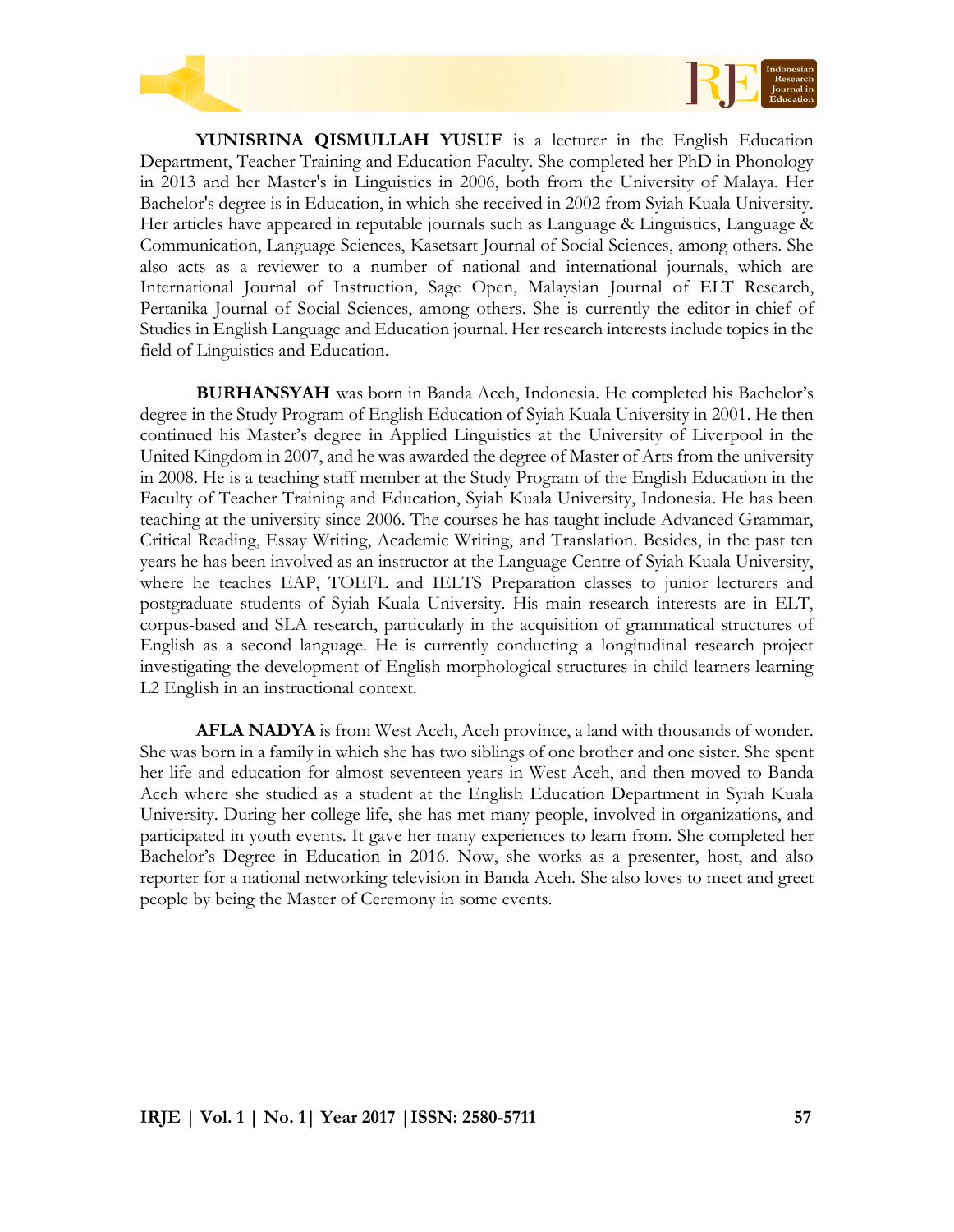**YUNISRINA QISMULLAH YUSUF** is a lecturer in the English Education Department, Teacher Training and Education Faculty. She completed her PhD in Phonology in 2013 and her Master's in Linguistics in 2006, both from the University of Malaya. Her Bachelor's degree is in Education, in which she received in 2002 from Syiah Kuala University. Her articles have appeared in reputable journals such as Language & Linguistics, Language & Communication, Language Sciences, Kasetsart Journal of Social Sciences, among others. She also acts as a reviewer to a number of national and international journals, which are International Journal of Instruction, Sage Open, Malaysian Journal of ELT Research, Pertanika Journal of Social Sciences, among others. She is currently the editor-in-chief of Studies in English Language and Education journal. Her research interests include topics in the field of Linguistics and Education.

**BURHANSYAH** was born in Banda Aceh, Indonesia. He completed his Bachelor's degree in the Study Program of English Education of Syiah Kuala University in 2001. He then continued his Master's degree in Applied Linguistics at the University of Liverpool in the United Kingdom in 2007, and he was awarded the degree of Master of Arts from the university in 2008. He is a teaching staff member at the Study Program of the English Education in the Faculty of Teacher Training and Education, Syiah Kuala University, Indonesia. He has been teaching at the university since 2006. The courses he has taught include Advanced Grammar, Critical Reading, Essay Writing, Academic Writing, and Translation. Besides, in the past ten years he has been involved as an instructor at the Language Centre of Syiah Kuala University, where he teaches EAP, TOEFL and IELTS Preparation classes to junior lecturers and postgraduate students of Syiah Kuala University. His main research interests are in ELT, corpus-based and SLA research, particularly in the acquisition of grammatical structures of English as a second language. He is currently conducting a longitudinal research project investigating the development of English morphological structures in child learners learning L2 English in an instructional context.

**AFLA NADYA** is from West Aceh, Aceh province, a land with thousands of wonder. She was born in a family in which she has two siblings of one brother and one sister. She spent her life and education for almost seventeen years in West Aceh, and then moved to Banda Aceh where she studied as a student at the English Education Department in Syiah Kuala University. During her college life, she has met many people, involved in organizations, and participated in youth events. It gave her many experiences to learn from. She completed her Bachelor's Degree in Education in 2016. Now, she works as a presenter, host, and also reporter for a national networking television in Banda Aceh. She also loves to meet and greet people by being the Master of Ceremony in some events.